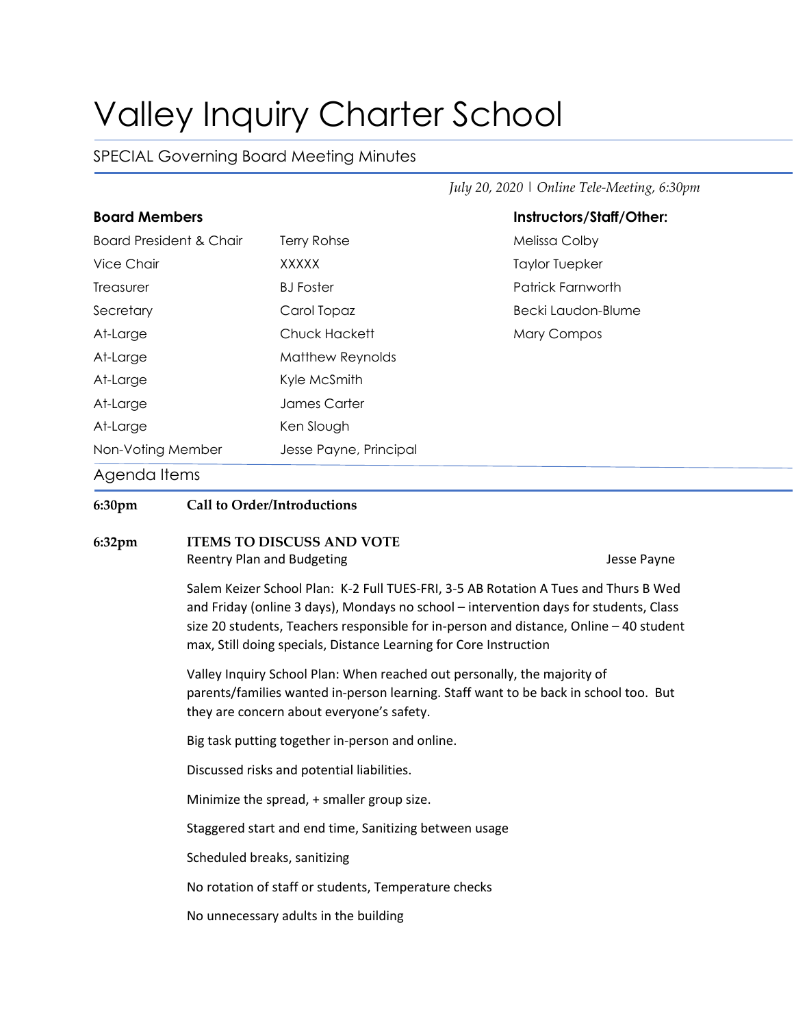# Valley Inquiry Charter School

## SPECIAL Governing Board Meeting Minutes

*July 20, 2020 | Online Tele-Meeting, 6:30pm*

**Board Members**

| | |
|---|---|
| Board President & Chair | Terry Rohse |
| Vice Chair | XXXXX |
| Treasurer | BJ Foster |
| Secretary | Carol Topaz |
| At-Large | Chuck Hackett |
| At-Large | Matthew Reynolds |
| At-Large | Kyle McSmith |
| At-Large | James Carter |
| At-Large | Ken Slough |
| Non-Voting Member | Jesse Payne, Principal |

**Instructors/Staff/Other:**

Melissa Colby
Taylor Tuepker
Patrick Farnworth
Becki Laudon-Blume
Mary Compos

## Agenda Items

**6:30pm** **Call to Order/Introductions**

**6:32pm** **ITEMS TO DISCUSS AND VOTE**

Reentry Plan and Budgeting — Jesse Payne

Salem Keizer School Plan: K-2 Full TUES-FRI, 3-5 AB Rotation A Tues and Thurs B Wed and Friday (online 3 days), Mondays no school – intervention days for students, Class size 20 students, Teachers responsible for in-person and distance, Online – 40 student max, Still doing specials, Distance Learning for Core Instruction

Valley Inquiry School Plan: When reached out personally, the majority of parents/families wanted in-person learning. Staff want to be back in school too. But they are concern about everyone's safety.

Big task putting together in-person and online.

Discussed risks and potential liabilities.

Minimize the spread, + smaller group size.

Staggered start and end time, Sanitizing between usage

Scheduled breaks, sanitizing

No rotation of staff or students, Temperature checks

No unnecessary adults in the building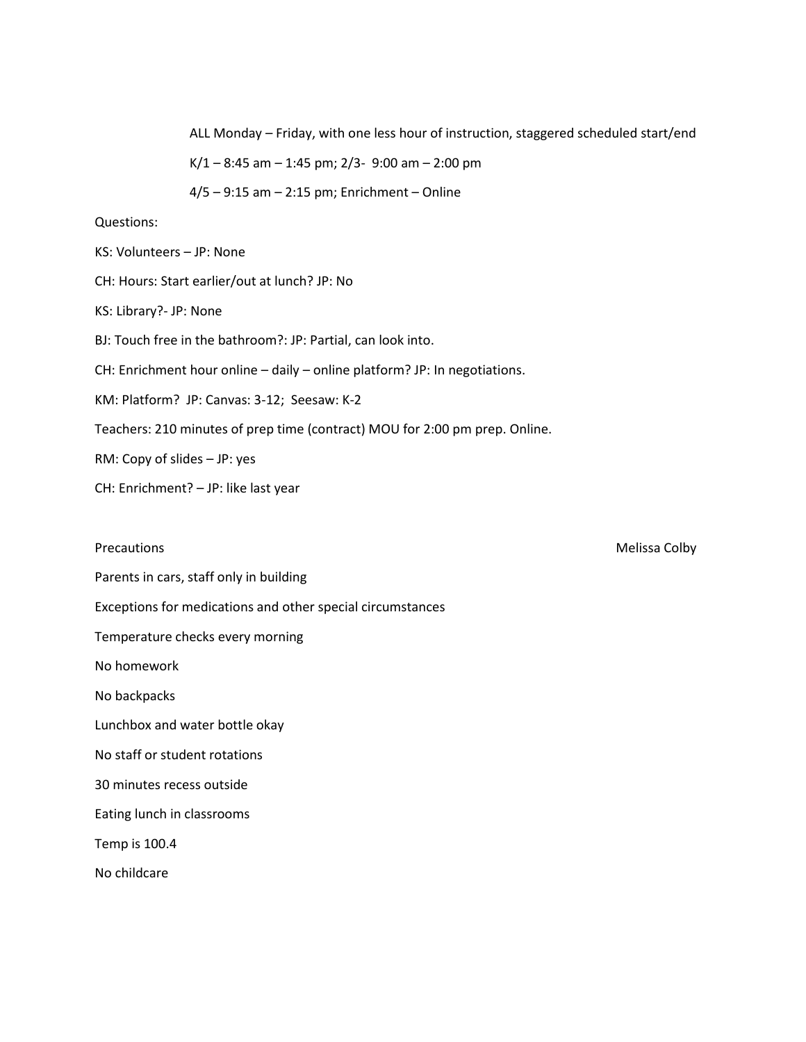ALL Monday – Friday, with one less hour of instruction, staggered scheduled start/end

K/1 – 8:45 am – 1:45 pm; 2/3- 9:00 am – 2:00 pm

4/5 – 9:15 am – 2:15 pm; Enrichment – Online

Questions:

KS: Volunteers – JP: None

CH: Hours: Start earlier/out at lunch? JP: No

KS: Library?- JP: None

BJ: Touch free in the bathroom?: JP: Partial, can look into.

CH: Enrichment hour online – daily – online platform? JP: In negotiations.

KM: Platform? JP: Canvas: 3-12; Seesaw: K-2

Teachers: 210 minutes of prep time (contract) MOU for 2:00 pm prep. Online.

RM: Copy of slides – JP: yes

CH: Enrichment? – JP: like last year

Precautions — Melissa Colby

Parents in cars, staff only in building

Exceptions for medications and other special circumstances

Temperature checks every morning

No homework

No backpacks

Lunchbox and water bottle okay

No staff or student rotations

30 minutes recess outside

Eating lunch in classrooms

Temp is 100.4

No childcare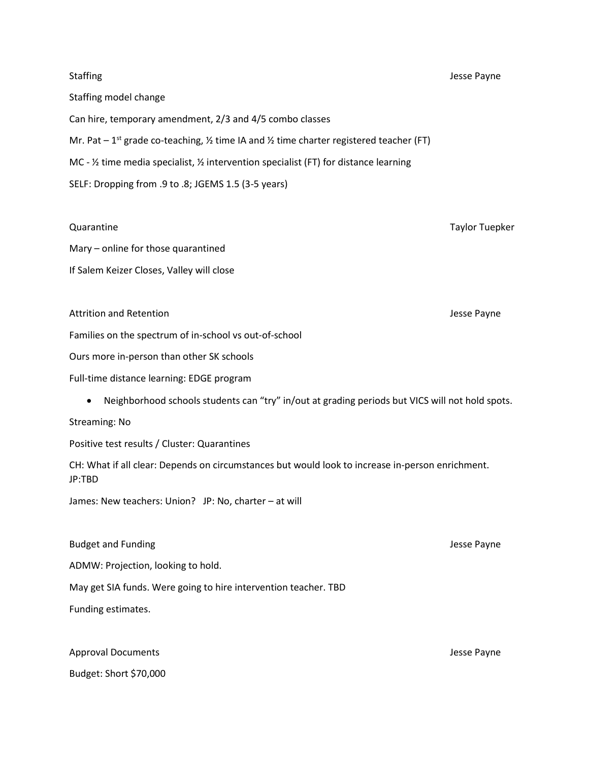Staffing — Jesse Payne

Staffing model change

Can hire, temporary amendment, 2/3 and 4/5 combo classes

Mr. Pat – 1st grade co-teaching, ½ time IA and ½ time charter registered teacher (FT)

MC - ½ time media specialist, ½ intervention specialist (FT) for distance learning

SELF: Dropping from .9 to .8; JGEMS 1.5 (3-5 years)

Quarantine — Taylor Tuepker

Mary – online for those quarantined

If Salem Keizer Closes, Valley will close

Attrition and Retention — Jesse Payne

Families on the spectrum of in-school vs out-of-school

Ours more in-person than other SK schools

Full-time distance learning: EDGE program

- Neighborhood schools students can "try" in/out at grading periods but VICS will not hold spots.

Streaming: No

Positive test results / Cluster: Quarantines

CH: What if all clear: Depends on circumstances but would look to increase in-person enrichment. JP:TBD

James: New teachers: Union? JP: No, charter – at will

Budget and Funding — Jesse Payne

ADMW: Projection, looking to hold.

May get SIA funds. Were going to hire intervention teacher. TBD

Funding estimates.

Approval Documents — Jesse Payne

Budget: Short $70,000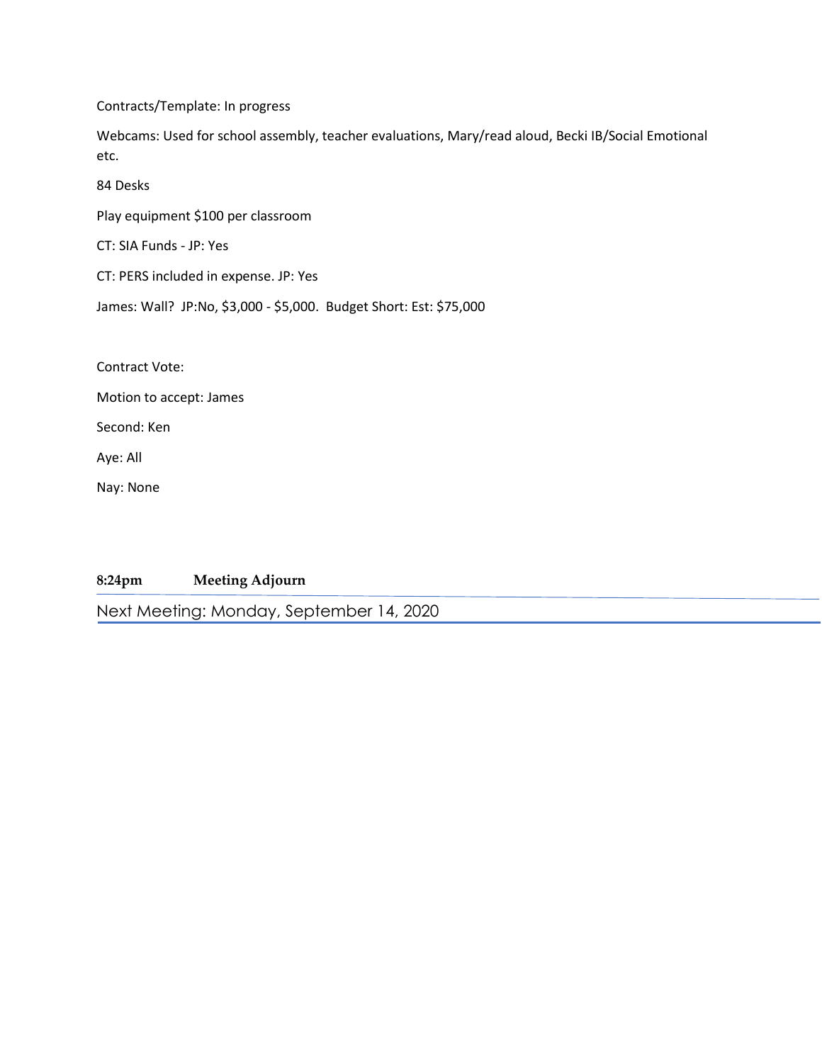Contracts/Template: In progress

Webcams: Used for school assembly, teacher evaluations, Mary/read aloud, Becki IB/Social Emotional etc.

84 Desks

Play equipment $100 per classroom

CT: SIA Funds - JP: Yes

CT: PERS included in expense. JP: Yes

James: Wall? JP:No, $3,000 - $5,000. Budget Short: Est: $75,000

Contract Vote:

Motion to accept: James

Second: Ken

Aye: All

Nay: None

**8:24pm Meeting Adjourn**

Next Meeting: Monday, September 14, 2020